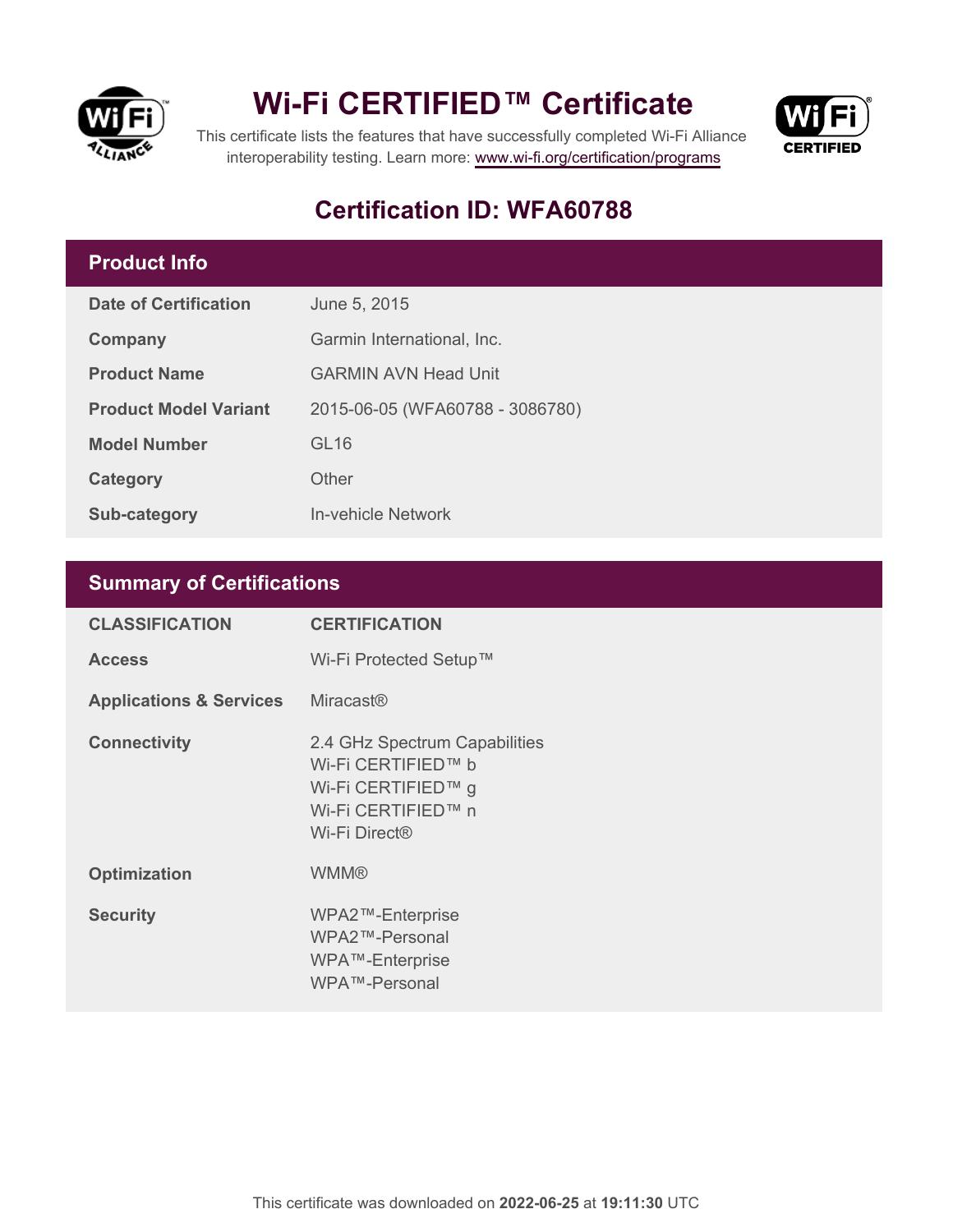# Wi-Fi CERTIFIED™ Certificate

This certificate lists the features that have successfully completed Wi-Fi Alliance interoperability testing. Learn more: www.wi-fi.org/certification/programs

## Certification ID: WFA60788

### Product Info

| | |
|---|---|
| **Date of Certification** | June 5, 2015 |
| **Company** | Garmin International, Inc. |
| **Product Name** | GARMIN AVN Head Unit |
| **Product Model Variant** | 2015-06-05 (WFA60788 - 3086780) |
| **Model Number** | GL16 |
| **Category** | Other |
| **Sub-category** | In-vehicle Network |

### Summary of Certifications

| CLASSIFICATION | CERTIFICATION |
|---|---|
| **Access** | Wi-Fi Protected Setup™ |
| **Applications & Services** | Miracast® |
| **Connectivity** | 2.4 GHz Spectrum Capabilities<br>Wi-Fi CERTIFIED™ b<br>Wi-Fi CERTIFIED™ g<br>Wi-Fi CERTIFIED™ n<br>Wi-Fi Direct® |
| **Optimization** | WMM® |
| **Security** | WPA2™-Enterprise<br>WPA2™-Personal<br>WPA™-Enterprise<br>WPA™-Personal |

This certificate was downloaded on **2022-06-25** at **19:11:30** UTC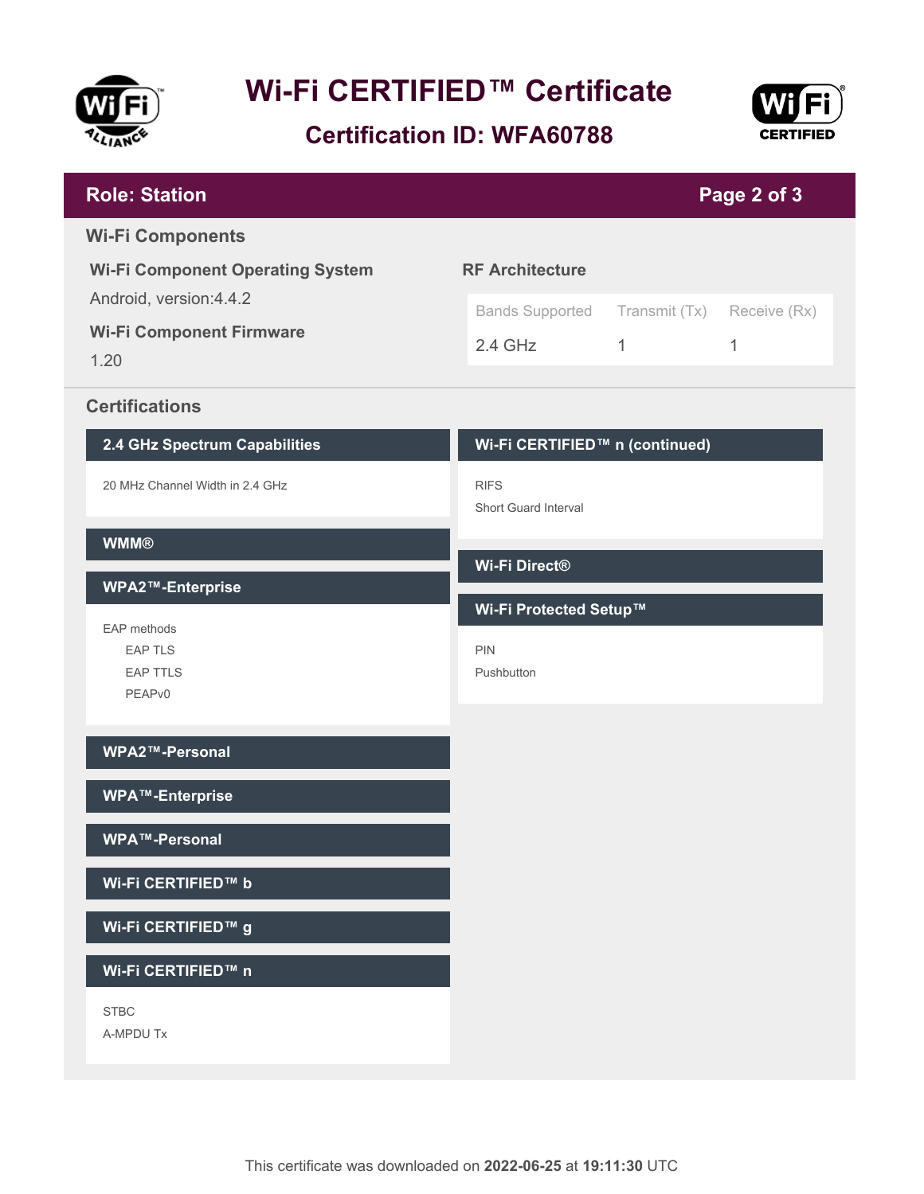# Wi-Fi CERTIFIED™ Certificate

## Certification ID: WFA60788

## Role: Station

### Wi-Fi Components

**Wi-Fi Component Operating System**

Android, version:4.4.2

**Wi-Fi Component Firmware**

1.20

**RF Architecture**

| Bands Supported | Transmit (Tx) | Receive (Rx) |
| --- | --- | --- |
| 2.4 GHz | 1 | 1 |

### Certifications

**2.4 GHz Spectrum Capabilities**

20 MHz Channel Width in 2.4 GHz

**WMM®**

**WPA2™-Enterprise**

EAP methods
- EAP TLS
- EAP TTLS
- PEAPv0

**WPA2™-Personal**

**WPA™-Enterprise**

**WPA™-Personal**

**Wi-Fi CERTIFIED™ b**

**Wi-Fi CERTIFIED™ g**

**Wi-Fi CERTIFIED™ n**

STBC

A-MPDU Tx

**Wi-Fi CERTIFIED™ n (continued)**

RIFS

Short Guard Interval

**Wi-Fi Direct®**

**Wi-Fi Protected Setup™**

PIN

Pushbutton

This certificate was downloaded on **2022-06-25** at **19:11:30** UTC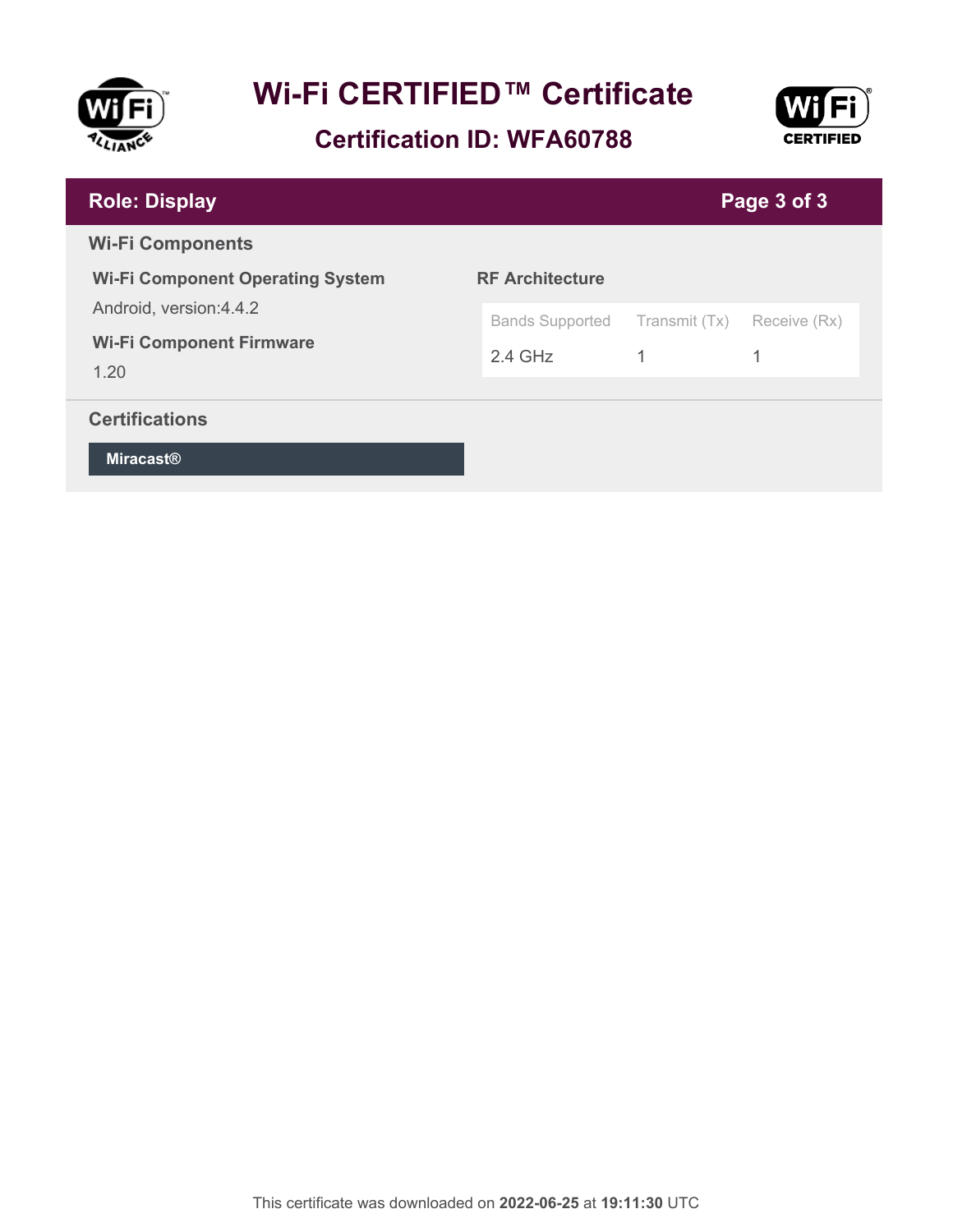# Wi-Fi CERTIFIED™ Certificate

## Certification ID: WFA60788

## Role: Display

### Wi-Fi Components

**Wi-Fi Component Operating System**

Android, version:4.4.2

**Wi-Fi Component Firmware**

1.20

**RF Architecture**

| Bands Supported | Transmit (Tx) | Receive (Rx) |
|---|---|---|
| 2.4 GHz | 1 | 1 |

### Certifications

**Miracast®**

This certificate was downloaded on **2022-06-25** at **19:11:30** UTC